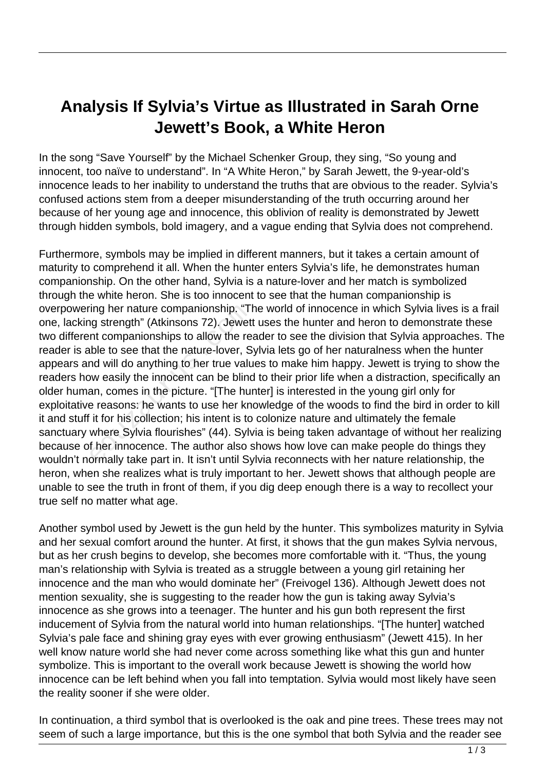# Analysis If Sylvia's Virtue as Illustrated in Sarah Orne Jewett's Book, a White Heron

In the song "Save Yourself" by the Michael Schenker Group, they sing, "So young and innocent, too naïve to understand". In "A White Heron," by Sarah Jewett, the 9-year-old's innocence leads to her inability to understand the truths that are obvious to the reader. Sylvia's confused actions stem from a deeper misunderstanding of the truth occurring around her because of her young age and innocence, this oblivion of reality is demonstrated by Jewett through hidden symbols, bold imagery, and a vague ending that Sylvia does not comprehend.

Furthermore, symbols may be implied in different manners, but it takes a certain amount of maturity to comprehend it all. When the hunter enters Sylvia's life, he demonstrates human companionship. On the other hand, Sylvia is a nature-lover and her match is symbolized through the white heron. She is too innocent to see that the human companionship is overpowering her nature companionship. "The world of innocence in which Sylvia lives is a frail one, lacking strength" (Atkinsons 72). Jewett uses the hunter and heron to demonstrate these two different companionships to allow the reader to see the division that Sylvia approaches. The reader is able to see that the nature-lover, Sylvia lets go of her naturalness when the hunter appears and will do anything to her true values to make him happy. Jewett is trying to show the readers how easily the innocent can be blind to their prior life when a distraction, specifically an older human, comes in the picture. "[The hunter] is interested in the young girl only for exploitative reasons: he wants to use her knowledge of the woods to find the bird in order to kill it and stuff it for his collection; his intent is to colonize nature and ultimately the female sanctuary where Sylvia flourishes" (44). Sylvia is being taken advantage of without her realizing because of her innocence. The author also shows how love can make people do things they wouldn't normally take part in. It isn't until Sylvia reconnects with her nature relationship, the heron, when she realizes what is truly important to her. Jewett shows that although people are unable to see the truth in front of them, if you dig deep enough there is a way to recollect your true self no matter what age.

Another symbol used by Jewett is the gun held by the hunter. This symbolizes maturity in Sylvia and her sexual comfort around the hunter. At first, it shows that the gun makes Sylvia nervous, but as her crush begins to develop, she becomes more comfortable with it. "Thus, the young man's relationship with Sylvia is treated as a struggle between a young girl retaining her innocence and the man who would dominate her" (Freivogel 136). Although Jewett does not mention sexuality, she is suggesting to the reader how the gun is taking away Sylvia's innocence as she grows into a teenager. The hunter and his gun both represent the first inducement of Sylvia from the natural world into human relationships. "[The hunter] watched Sylvia's pale face and shining gray eyes with ever growing enthusiasm" (Jewett 415). In her well know nature world she had never come across something like what this gun and hunter symbolize. This is important to the overall work because Jewett is showing the world how innocence can be left behind when you fall into temptation. Sylvia would most likely have seen the reality sooner if she were older.

In continuation, a third symbol that is overlooked is the oak and pine trees. These trees may not seem of such a large importance, but this is the one symbol that both Sylvia and the reader see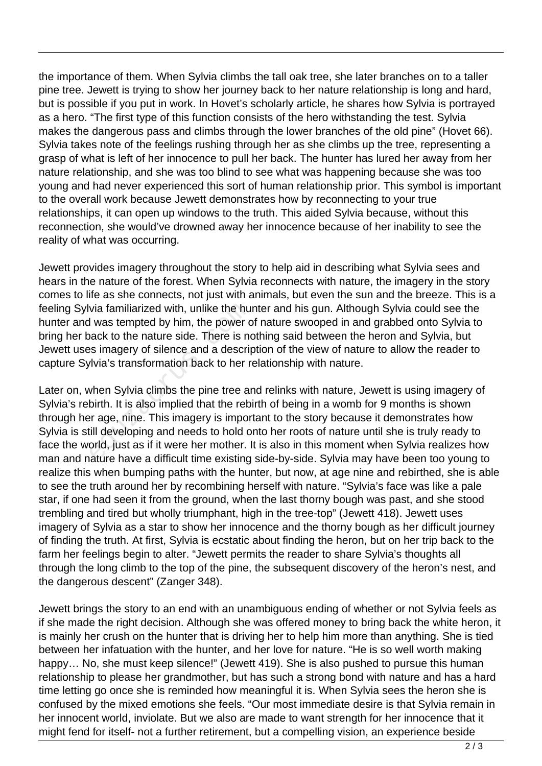the importance of them. When Sylvia climbs the tall oak tree, she later branches on to a taller pine tree. Jewett is trying to show her journey back to her nature relationship is long and hard, but is possible if you put in work. In Hovet's scholarly article, he shares how Sylvia is portrayed as a hero. "The first type of this function consists of the hero withstanding the test. Sylvia makes the dangerous pass and climbs through the lower branches of the old pine" (Hovet 66). Sylvia takes note of the feelings rushing through her as she climbs up the tree, representing a grasp of what is left of her innocence to pull her back. The hunter has lured her away from her nature relationship, and she was too blind to see what was happening because she was too young and had never experienced this sort of human relationship prior. This symbol is important to the overall work because Jewett demonstrates how by reconnecting to your true relationships, it can open up windows to the truth. This aided Sylvia because, without this reconnection, she would've drowned away her innocence because of her inability to see the reality of what was occurring.

Jewett provides imagery throughout the story to help aid in describing what Sylvia sees and hears in the nature of the forest. When Sylvia reconnects with nature, the imagery in the story comes to life as she connects, not just with animals, but even the sun and the breeze. This is a feeling Sylvia familiarized with, unlike the hunter and his gun. Although Sylvia could see the hunter and was tempted by him, the power of nature swooped in and grabbed onto Sylvia to bring her back to the nature side. There is nothing said between the heron and Sylvia, but Jewett uses imagery of silence and a description of the view of nature to allow the reader to capture Sylvia's transformation back to her relationship with nature.

Later on, when Sylvia climbs the pine tree and relinks with nature, Jewett is using imagery of Sylvia's rebirth. It is also implied that the rebirth of being in a womb for 9 months is shown through her age, nine. This imagery is important to the story because it demonstrates how Sylvia is still developing and needs to hold onto her roots of nature until she is truly ready to face the world, just as if it were her mother. It is also in this moment when Sylvia realizes how man and nature have a difficult time existing side-by-side. Sylvia may have been too young to realize this when bumping paths with the hunter, but now, at age nine and rebirthed, she is able to see the truth around her by recombining herself with nature. "Sylvia's face was like a pale star, if one had seen it from the ground, when the last thorny bough was past, and she stood trembling and tired but wholly triumphant, high in the tree-top" (Jewett 418). Jewett uses imagery of Sylvia as a star to show her innocence and the thorny bough as her difficult journey of finding the truth. At first, Sylvia is ecstatic about finding the heron, but on her trip back to the farm her feelings begin to alter. "Jewett permits the reader to share Sylvia's thoughts all through the long climb to the top of the pine, the subsequent discovery of the heron's nest, and the dangerous descent" (Zanger 348).

Jewett brings the story to an end with an unambiguous ending of whether or not Sylvia feels as if she made the right decision. Although she was offered money to bring back the white heron, it is mainly her crush on the hunter that is driving her to help him more than anything. She is tied between her infatuation with the hunter, and her love for nature. "He is so well worth making happy… No, she must keep silence!" (Jewett 419). She is also pushed to pursue this human relationship to please her grandmother, but has such a strong bond with nature and has a hard time letting go once she is reminded how meaningful it is. When Sylvia sees the heron she is confused by the mixed emotions she feels. "Our most immediate desire is that Sylvia remain in her innocent world, inviolate. But we also are made to want strength for her innocence that it might fend for itself- not a further retirement, but a compelling vision, an experience beside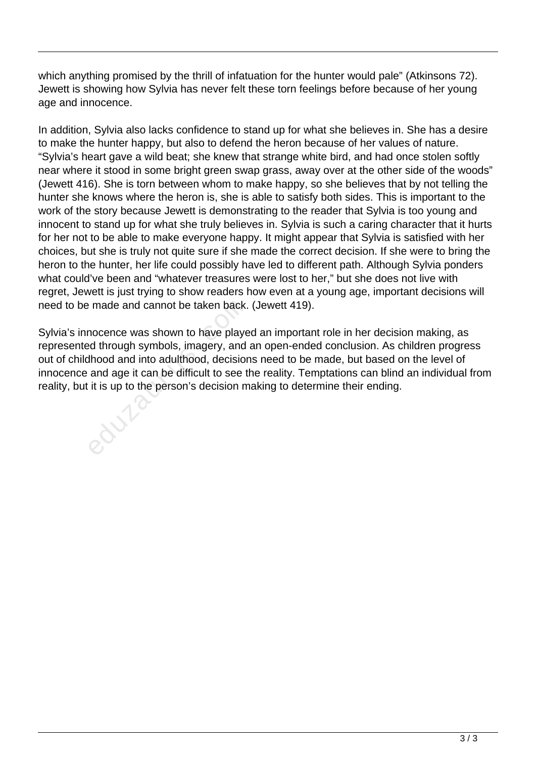which anything promised by the thrill of infatuation for the hunter would pale" (Atkinsons 72). Jewett is showing how Sylvia has never felt these torn feelings before because of her young age and innocence.

In addition, Sylvia also lacks confidence to stand up for what she believes in. She has a desire to make the hunter happy, but also to defend the heron because of her values of nature. "Sylvia's heart gave a wild beat; she knew that strange white bird, and had once stolen softly near where it stood in some bright green swap grass, away over at the other side of the woods" (Jewett 416). She is torn between whom to make happy, so she believes that by not telling the hunter she knows where the heron is, she is able to satisfy both sides. This is important to the work of the story because Jewett is demonstrating to the reader that Sylvia is too young and innocent to stand up for what she truly believes in. Sylvia is such a caring character that it hurts for her not to be able to make everyone happy. It might appear that Sylvia is satisfied with her choices, but she is truly not quite sure if she made the correct decision. If she were to bring the heron to the hunter, her life could possibly have led to different path. Although Sylvia ponders what could've been and "whatever treasures were lost to her," but she does not live with regret, Jewett is just trying to show readers how even at a young age, important decisions will need to be made and cannot be taken back. (Jewett 419).

Sylvia's innocence was shown to have played an important role in her decision making, as represented through symbols, imagery, and an open-ended conclusion. As children progress out of childhood and into adulthood, decisions need to be made, but based on the level of innocence and age it can be difficult to see the reality. Temptations can blind an individual from reality, but it is up to the person's decision making to determine their ending.